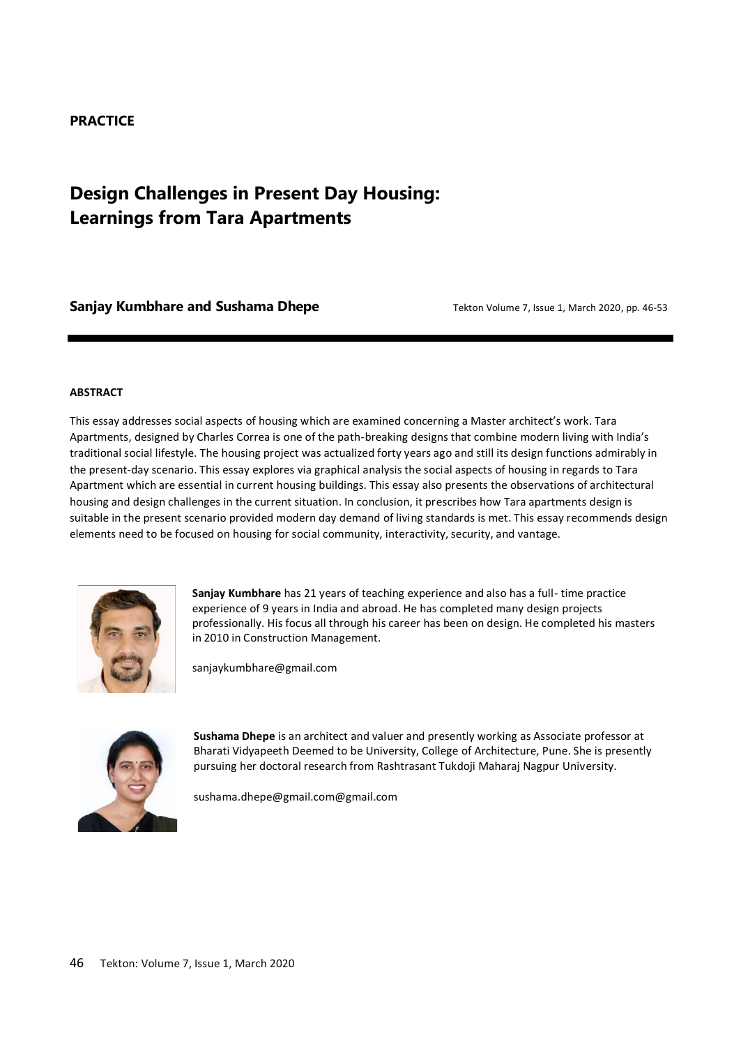**PRACTICE**

# Design Challenges in Present Day Housing: Learnings from Tara Apartments

**Sanjay Kumbhare and Sushama Dhepe**

#### ABSTRACT

This essay addresses social aspects of housing which are examined concerning a Master architect's work. Tara Apartments, designed by Charles Correa is one of the path-breaking designs that combine modern living with India's traditional social lifestyle. The housing project was actualized forty years ago and still its design functions admirably in the present-day scenario. This essay explores via graphical analysis the social aspects of housing in regards to Tara Apartment which are essential in current housing buildings. This essay also presents the observations of architectural housing and design challenges in the current situation. In conclusion, it prescribes how Tara apartments design is suitable in the present scenario provided modern day demand of living standards is met. This essay recommends design elements need to be focused on housing for social community, interactivity, security, and vantage.

**Sanjay Kumbhare** has 21 years of teaching experience and also has a full- time practice experience of 9 years in India and abroad. He has completed many design projects professionally. His focus all through his career has been on design. He completed his masters in 2010 in Construction Management.

sanjaykumbhare@gmail.com

**Sushama Dhepe** is an architect and valuer and presently working as Associate professor at Bharati Vidyapeeth Deemed to be University, College of Architecture, Pune. She is presently pursuing her doctoral research from Rashtrasant Tukdoji Maharaj Nagpur University.

sushama.dhepe@gmail.com@gmail.com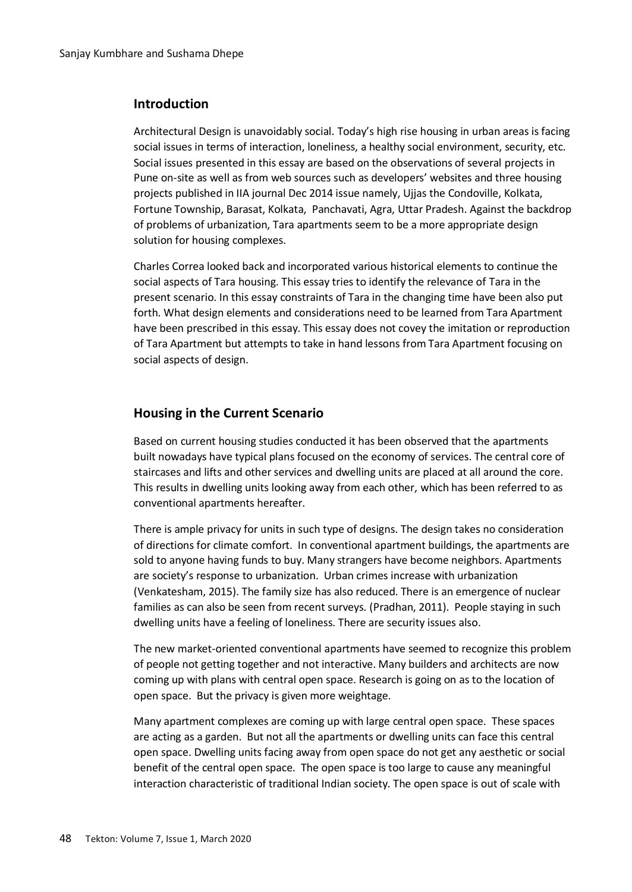## Introduction

Architectural Design is unavoidably social. Today's high rise housing in urban areas is facing social issues in terms of interaction, loneliness, a healthy social environment, security, etc. Social issues presented in this essay are based on the observations of several projects in Pune on-site as well as from web sources such as developers' websites and three housing projects published in IIA journal Dec 2014 issue namely, Ujjas the Condoville, Kolkata, Fortune Township, Barasat, Kolkata, Panchavati, Agra, Uttar Pradesh. Against the backdrop of problems of urbanization, Tara apartments seem to be a more appropriate design solution for housing complexes.

Charles Correa looked back and incorporated various historical elements to continue the social aspects of Tara housing. This essay tries to identify the relevance of Tara in the present scenario. In this essay constraints of Tara in the changing time have been also put forth. What design elements and considerations need to be learned from Tara Apartment have been prescribed in this essay. This essay does not covey the imitation or reproduction of Tara Apartment but attempts to take in hand lessons from Tara Apartment focusing on social aspects of design.

## Housing in the Current Scenario

Based on current housing studies conducted it has been observed that the apartments built nowadays have typical plans focused on the economy of services. The central core of staircases and lifts and other services and dwelling units are placed at all around the core. This results in dwelling units looking away from each other, which has been referred to as conventional apartments hereafter.

There is ample privacy for units in such type of designs. The design takes no consideration of directions for climate comfort. In conventional apartment buildings, the apartments are sold to anyone having funds to buy. Many strangers have become neighbors. Apartments are society's response to urbanization. Urban crimes increase with urbanization (Venkatesham, 2015). The family size has also reduced. There is an emergence of nuclear families as can also be seen from recent surveys. (Pradhan, 2011). People staying in such dwelling units have a feeling of loneliness. There are security issues also.

The new market-oriented conventional apartments have seemed to recognize this problem of people not getting together and not interactive. Many builders and architects are now coming up with plans with central open space. Research is going on as to the location of open space. But the privacy is given more weightage.

Many apartment complexes are coming up with large central open space. These spaces are acting as a garden. But not all the apartments or dwelling units can face this central open space. Dwelling units facing away from open space do not get any aesthetic or social benefit of the central open space. The open space is too large to cause any meaningful interaction characteristic of traditional Indian society. The open space is out of scale with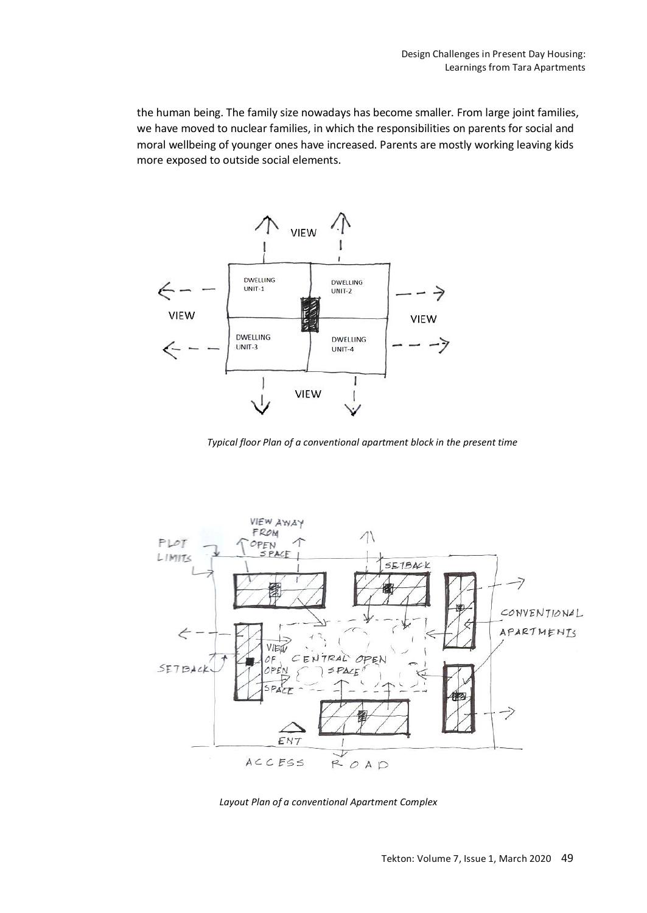the human being. The family size nowadays has become smaller. From large joint families, we have moved to nuclear families, in which the responsibilities on parents for social and moral wellbeing of younger ones have increased. Parents are mostly working leaving kids more exposed to outside social elements.

*Typical floor Plan of a conventional apartment block in the present time*

*Layout Plan of a conventional Apartment Complex*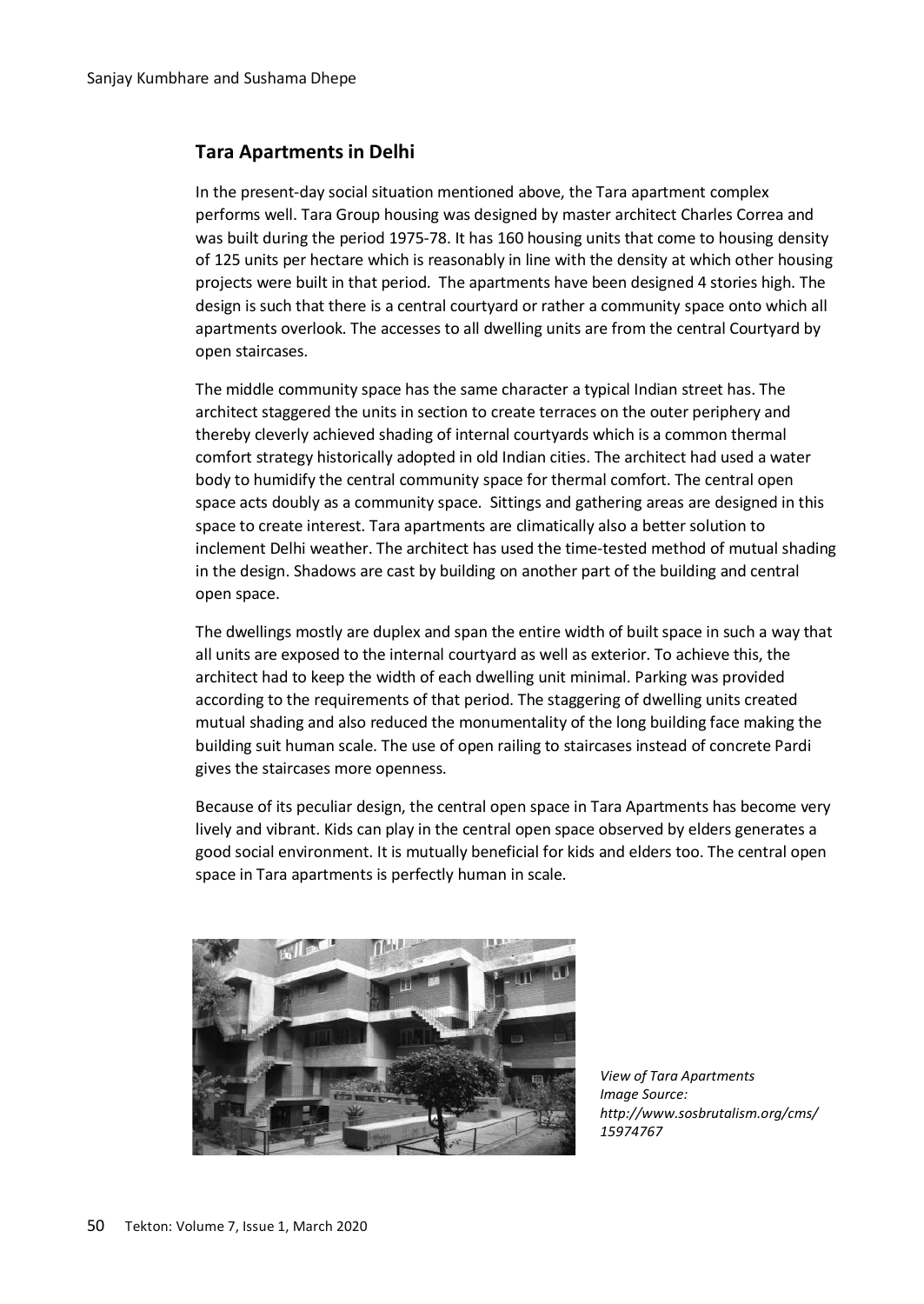## Tara Apartments in Delhi

In the present-day social situation mentioned above, the Tara apartment complex performs well. Tara Group housing was designed by master architect Charles Correa and was built during the period 1975-78. It has 160 housing units that come to housing density of 125 units per hectare which is reasonably in line with the density at which other housing projects were built in that period. The apartments have been designed 4 stories high. The design is such that there is a central courtyard or rather a community space onto which all apartments overlook. The accesses to all dwelling units are from the central Courtyard by open staircases.

The middle community space has the same character a typical Indian street has. The architect staggered the units in section to create terraces on the outer periphery and thereby cleverly achieved shading of internal courtyards which is a common thermal comfort strategy historically adopted in old Indian cities. The architect had used a water body to humidify the central community space for thermal comfort. The central open space acts doubly as a community space. Sittings and gathering areas are designed in this space to create interest. Tara apartments are climatically also a better solution to inclement Delhi weather. The architect has used the time-tested method of mutual shading in the design. Shadows are cast by building on another part of the building and central open space.

The dwellings mostly are duplex and span the entire width of built space in such a way that all units are exposed to the internal courtyard as well as exterior. To achieve this, the architect had to keep the width of each dwelling unit minimal. Parking was provided according to the requirements of that period. The staggering of dwelling units created mutual shading and also reduced the monumentality of the long building face making the building suit human scale. The use of open railing to staircases instead of concrete Pardi gives the staircases more openness.

Because of its peculiar design, the central open space in Tara Apartments has become very lively and vibrant. Kids can play in the central open space observed by elders generates a good social environment. It is mutually beneficial for kids and elders too. The central open space in Tara apartments is perfectly human in scale.

*View of Tara Apartments*
*Image Source: http://www.sosbrutalism.org/cms/15974767*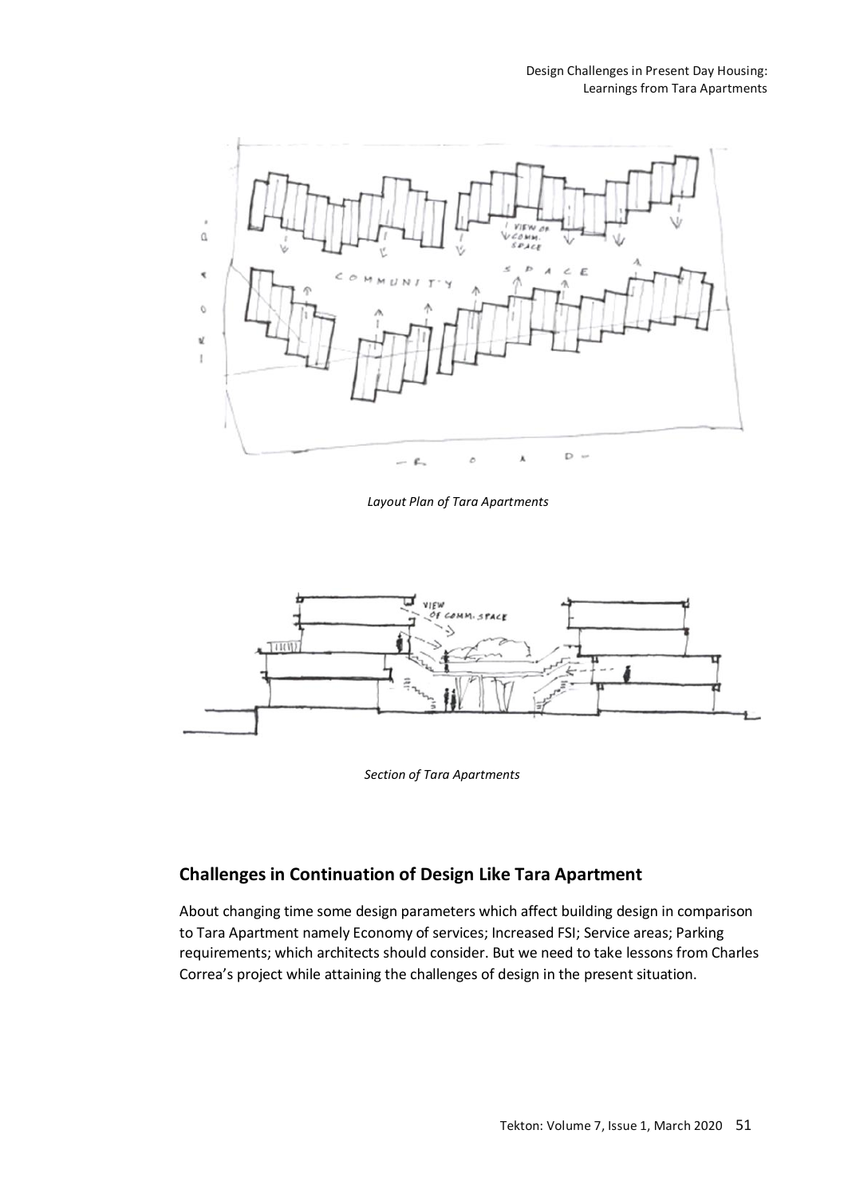*Layout Plan of Tara Apartments*

*Section of Tara Apartments*

## Challenges in Continuation of Design Like Tara Apartment

About changing time some design parameters which affect building design in comparison to Tara Apartment namely Economy of services; Increased FSI; Service areas; Parking requirements; which architects should consider. But we need to take lessons from Charles Correa's project while attaining the challenges of design in the present situation.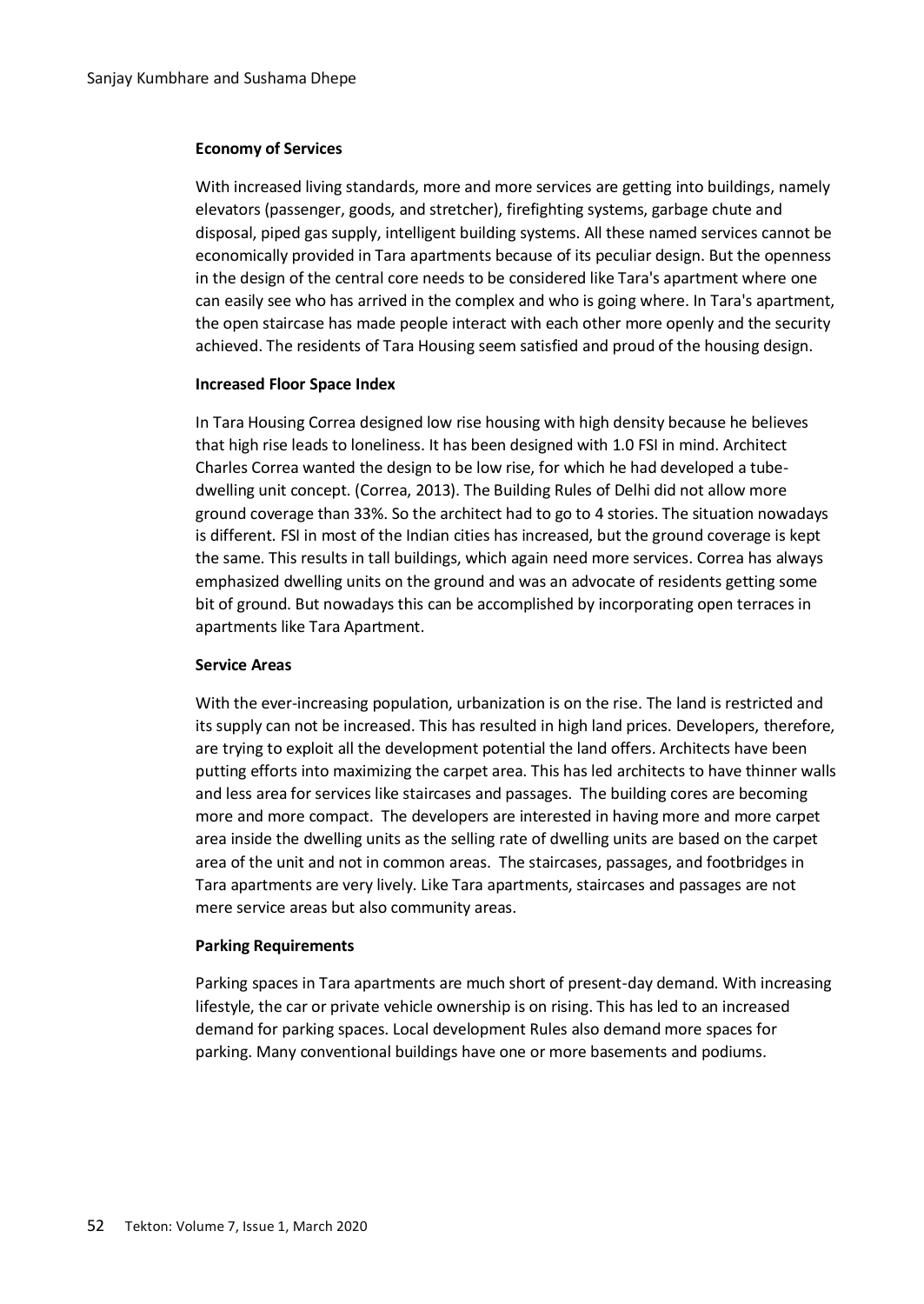**Economy of Services**

With increased living standards, more and more services are getting into buildings, namely elevators (passenger, goods, and stretcher), firefighting systems, garbage chute and disposal, piped gas supply, intelligent building systems. All these named services cannot be economically provided in Tara apartments because of its peculiar design. But the openness in the design of the central core needs to be considered like Tara's apartment where one can easily see who has arrived in the complex and who is going where. In Tara's apartment, the open staircase has made people interact with each other more openly and the security achieved. The residents of Tara Housing seem satisfied and proud of the housing design.

**Increased Floor Space Index**

In Tara Housing Correa designed low rise housing with high density because he believes that high rise leads to loneliness. It has been designed with 1.0 FSI in mind. Architect Charles Correa wanted the design to be low rise, for which he had developed a tube-dwelling unit concept. (Correa, 2013). The Building Rules of Delhi did not allow more ground coverage than 33%. So the architect had to go to 4 stories. The situation nowadays is different. FSI in most of the Indian cities has increased, but the ground coverage is kept the same. This results in tall buildings, which again need more services. Correa has always emphasized dwelling units on the ground and was an advocate of residents getting some bit of ground. But nowadays this can be accomplished by incorporating open terraces in apartments like Tara Apartment.

**Service Areas**

With the ever-increasing population, urbanization is on the rise. The land is restricted and its supply can not be increased. This has resulted in high land prices. Developers, therefore, are trying to exploit all the development potential the land offers. Architects have been putting efforts into maximizing the carpet area. This has led architects to have thinner walls and less area for services like staircases and passages. The building cores are becoming more and more compact. The developers are interested in having more and more carpet area inside the dwelling units as the selling rate of dwelling units are based on the carpet area of the unit and not in common areas. The staircases, passages, and footbridges in Tara apartments are very lively. Like Tara apartments, staircases and passages are not mere service areas but also community areas.

**Parking Requirements**

Parking spaces in Tara apartments are much short of present-day demand. With increasing lifestyle, the car or private vehicle ownership is on rising. This has led to an increased demand for parking spaces. Local development Rules also demand more spaces for parking. Many conventional buildings have one or more basements and podiums.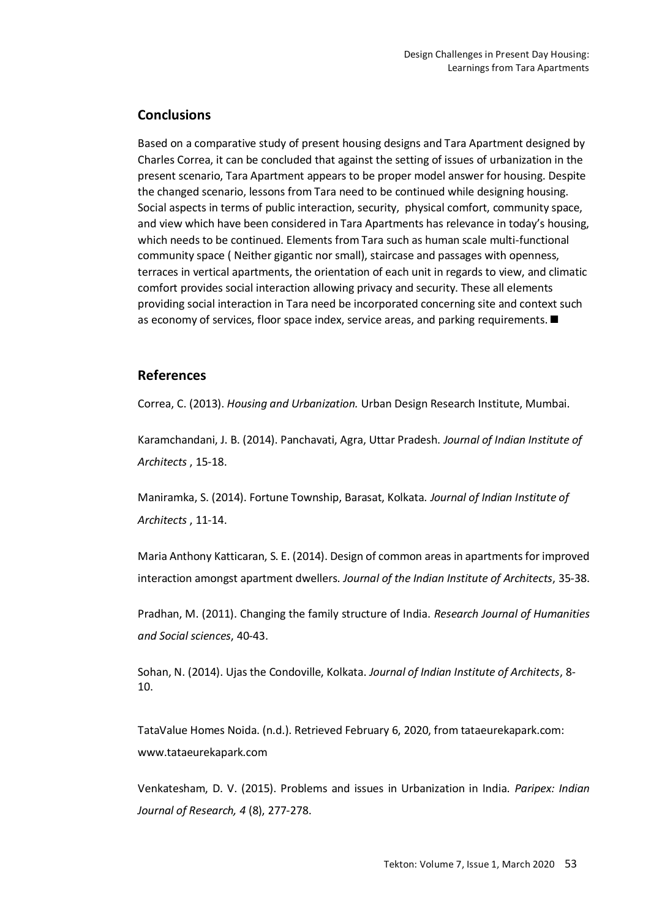## Conclusions

Based on a comparative study of present housing designs and Tara Apartment designed by Charles Correa, it can be concluded that against the setting of issues of urbanization in the present scenario, Tara Apartment appears to be proper model answer for housing. Despite the changed scenario, lessons from Tara need to be continued while designing housing. Social aspects in terms of public interaction, security, physical comfort, community space, and view which have been considered in Tara Apartments has relevance in today's housing, which needs to be continued. Elements from Tara such as human scale multi-functional community space ( Neither gigantic nor small), staircase and passages with openness, terraces in vertical apartments, the orientation of each unit in regards to view, and climatic comfort provides social interaction allowing privacy and security. These all elements providing social interaction in Tara need be incorporated concerning site and context such as economy of services, floor space index, service areas, and parking requirements. ■

## References

Correa, C. (2013). *Housing and Urbanization.* Urban Design Research Institute, Mumbai.

Karamchandani, J. B. (2014). Panchavati, Agra, Uttar Pradesh. *Journal of Indian Institute of Architects* , 15-18.

Maniramka, S. (2014). Fortune Township, Barasat, Kolkata. *Journal of Indian Institute of Architects* , 11-14.

Maria Anthony Katticaran, S. E. (2014). Design of common areas in apartments for improved interaction amongst apartment dwellers. *Journal of the Indian Institute of Architects*, 35-38.

Pradhan, M. (2011). Changing the family structure of India. *Research Journal of Humanities and Social sciences*, 40-43.

Sohan, N. (2014). Ujas the Condoville, Kolkata. *Journal of Indian Institute of Architects*, 8-10.

TataValue Homes Noida. (n.d.). Retrieved February 6, 2020, from tataeurekapark.com: www.tataeurekapark.com

Venkatesham, D. V. (2015). Problems and issues in Urbanization in India. *Paripex: Indian Journal of Research, 4* (8), 277-278.